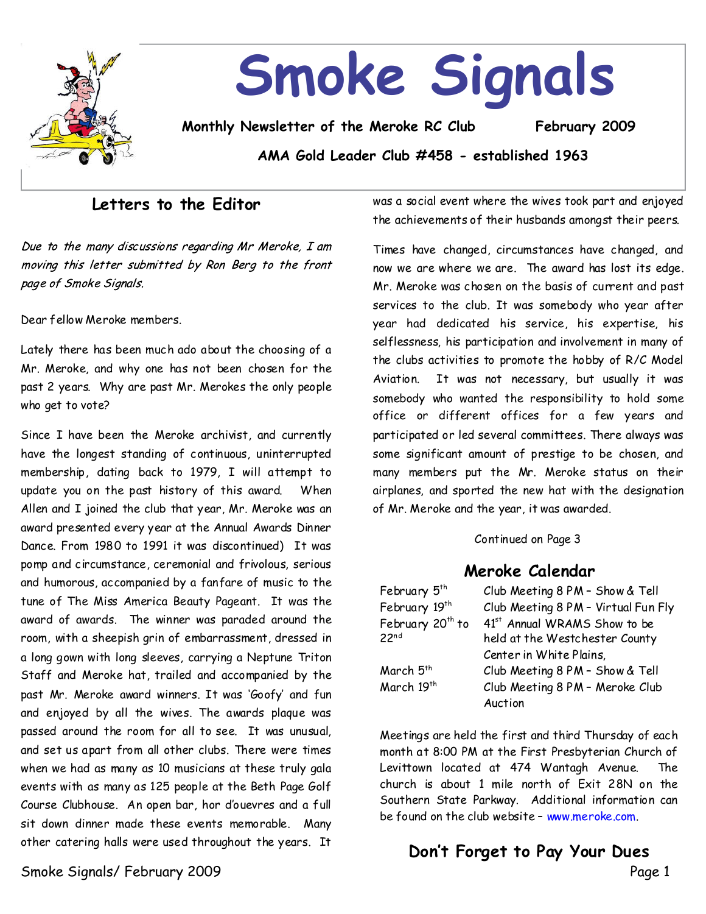# Smoke Signals

**Monthly Newsletter of the Meroke RC Club** **February 2009**

**AMA Gold Leader Club #458 - established 1963**

## Letters to the Editor

*Due to the many discussions regarding Mr Meroke, I am moving this letter submitted by Ron Berg to the front page of Smoke Signals.*

Dear fellow Meroke members.

Lately there has been much ado about the choosing of a Mr. Meroke, and why one has not been chosen for the past 2 years. Why are past Mr. Merokes the only people who get to vote?

Since I have been the Meroke archivist, and currently have the longest standing of continuous, uninterrupted membership, dating back to 1979, I will attempt to update you on the past history of this award. When Allen and I joined the club that year, Mr. Meroke was an award presented every year at the Annual Awards Dinner Dance. From 1980 to 1991 it was discontinued) It was pomp and circumstance, ceremonial and frivolous, serious and humorous, accompanied by a fanfare of music to the tune of The Miss America Beauty Pageant. It was the award of awards. The winner was paraded around the room, with a sheepish grin of embarrassment, dressed in a long gown with long sleeves, carrying a Neptune Triton Staff and Meroke hat, trailed and accompanied by the past Mr. Meroke award winners. It was 'Goofy' and fun and enjoyed by all the wives. The awards plaque was passed around the room for all to see. It was unusual, and set us apart from all other clubs. There were times when we had as many as 10 musicians at these truly gala events with as many as 125 people at the Beth Page Golf Course Clubhouse. An open bar, hor d'ouevres and a full sit down dinner made these events memorable. Many other catering halls were used throughout the years. It was a social event where the wives took part and enjoyed the achievements of their husbands amongst their peers.

Times have changed, circumstances have changed, and now we are where we are. The award has lost its edge. Mr. Meroke was chosen on the basis of current and past services to the club. It was somebody who year after year had dedicated his service, his expertise, his selflessness, his participation and involvement in many of the clubs activities to promote the hobby of R/C Model Aviation. It was not necessary, but usually it was somebody who wanted the responsibility to hold some office or different offices for a few years and participated or led several committees. There always was some significant amount of prestige to be chosen, and many members put the Mr. Meroke status on their airplanes, and sported the new hat with the designation of Mr. Meroke and the year, it was awarded.

Continued on Page 3

## Meroke Calendar

| | |
|---|---|
| February 5th | Club Meeting 8 PM – Show & Tell |
| February 19th | Club Meeting 8 PM – Virtual Fun Fly |
| February 20th to 22nd | 41st Annual WRAMS Show to be held at the Westchester County Center in White Plains, |
| March 5th | Club Meeting 8 PM – Show & Tell |
| March 19th | Club Meeting 8 PM – Meroke Club Auction |

Meetings are held the first and third Thursday of each month at 8:00 PM at the First Presbyterian Church of Levittown located at 474 Wantagh Avenue. The church is about 1 mile north of Exit 28N on the Southern State Parkway. Additional information can be found on the club website – www.meroke.com.

## Don't Forget to Pay Your Dues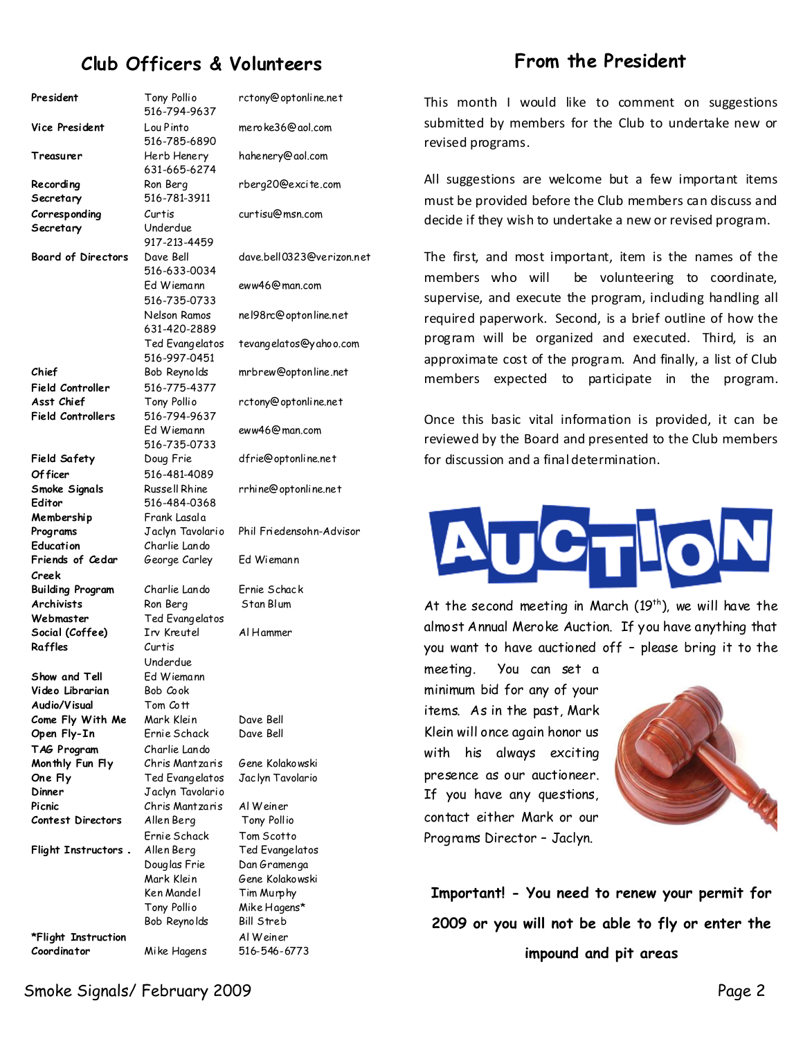## Club Officers & Volunteers

| | | |
|---|---|---|
| **President** | Tony Pollio 516-794-9637 | rctony@optonline.net |
| **Vice President** | Lou Pinto 516-785-6890 | meroke36@aol.com |
| **Treasurer** | Herb Henery 631-665-6274 | hahenery@aol.com |
| **Recording Secretary** | Ron Berg 516-781-3911 | rberg20@excite.com |
| **Corresponding Secretary** | Curtis Underdue 917-213-4459 | curtisu@msn.com |
| **Board of Directors** | Dave Bell 516-633-0034 | dave.bell0323@verizon.net |
| | Ed Wiemann 516-735-0733 | eww46@man.com |
| | Nelson Ramos 631-420-2889 | nel98rc@optonline.net |
| | Ted Evangelatos 516-997-0451 | tevangelatos@yahoo.com |
| **Chief Field Controller** | Bob Reynolds 516-775-4377 | mrbrew@optonline.net |
| **Asst Chief Field Controllers** | Tony Pollio 516-794-9637 | rctony@optonline.net |
| | Ed Wiemann 516-735-0733 | eww46@man.com |
| **Field Safety Officer** | Doug Frie 516-481-4089 | dfrie@optonline.net |
| **Smoke Signals Editor** | Russell Rhine 516-484-0368 | rrhine@optonline.net |
| **Membership** | Frank Lasala | |
| **Programs** | Jaclyn Tavolario | Phil Friedensohn-Advisor |
| **Education** | Charlie Lando | |
| **Friends of Cedar Creek** | George Carley | Ed Wiemann |
| **Building Program** | Charlie Lando | Ernie Schack |
| **Archivists** | Ron Berg | Stan Blum |
| **Webmaster** | Ted Evangelatos | |
| **Social (Coffee)** | Irv Kreutel | Al Hammer |
| **Raffles** | Curtis Underdue | |
| **Show and Tell** | Ed Wiemann | |
| **Video Librarian** | Bob Cook | |
| **Audio/Visual** | Tom Cott | |
| **Come Fly With Me** | Mark Klein | Dave Bell |
| **Open Fly-In** | Ernie Schack | Dave Bell |
| **TAG Program** | Charlie Lando | |
| **Monthly Fun Fly** | Chris Mantzaris | Gene Kolakowski |
| **One Fly** | Ted Evangelatos | Jaclyn Tavolario |
| **Dinner** | Jaclyn Tavolario | |
| **Picnic** | Chris Mantzaris | Al Weiner |
| **Contest Directors** | Allen Berg | Tony Pollio |
| | Ernie Schack | Tom Scotto |
| **Flight Instructors** | Allen Berg | Ted Evangelatos |
| | Douglas Frie | Dan Gramenga |
| | Mark Klein | Gene Kolakowski |
| | Ken Mandel | Tim Murphy |
| | Tony Pollio | Mike Hagens* |
| | Bob Reynolds | Bill Streb |
| | | Al Weiner |
| ***Flight Instruction Coordinator** | Mike Hagens | 516-546-6773 |

## From the President

This month I would like to comment on suggestions submitted by members for the Club to undertake new or revised programs.

All suggestions are welcome but a few important items must be provided before the Club members can discuss and decide if they wish to undertake a new or revised program.

The first, and most important, item is the names of the members who will be volunteering to coordinate, supervise, and execute the program, including handling all required paperwork. Second, is a brief outline of how the program will be organized and executed. Third, is an approximate cost of the program. And finally, a list of Club members expected to participate in the program.

Once this basic vital information is provided, it can be reviewed by the Board and presented to the Club members for discussion and a final determination.

## AUCTION

At the second meeting in March (19th), we will have the almost Annual Meroke Auction. If you have anything that you want to have auctioned off – please bring it to the meeting. You can set a minimum bid for any of your items. As in the past, Mark Klein will once again honor us with his always exciting presence as our auctioneer. If you have any questions, contact either Mark or our Programs Director – Jaclyn.

**Important! - You need to renew your permit for 2009 or you will not be able to fly or enter the impound and pit areas**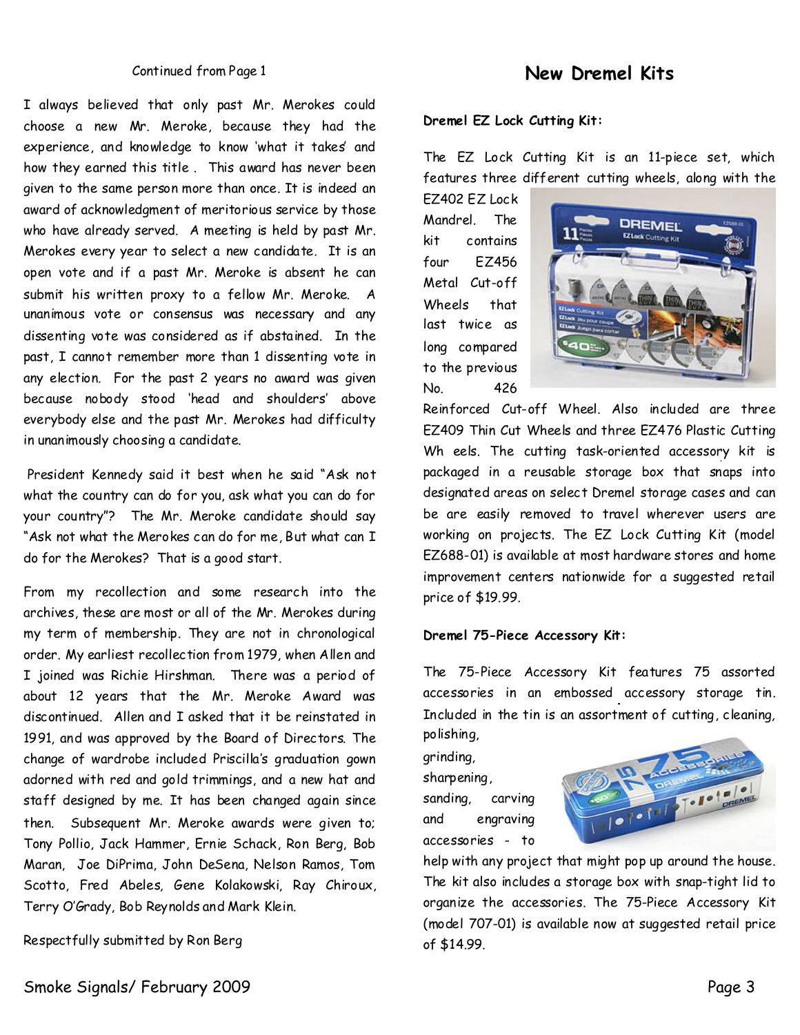Continued from Page 1

I always believed that only past Mr. Merokes could choose a new Mr. Meroke, because they had the experience, and knowledge to know 'what it takes' and how they earned this title . This award has never been given to the same person more than once. It is indeed an award of acknowledgment of meritorious service by those who have already served. A meeting is held by past Mr. Merokes every year to select a new candidate. It is an open vote and if a past Mr. Meroke is absent he can submit his written proxy to a fellow Mr. Meroke. A unanimous vote or consensus was necessary and any dissenting vote was considered as if abstained. In the past, I cannot remember more than 1 dissenting vote in any election. For the past 2 years no award was given because nobody stood 'head and shoulders' above everybody else and the past Mr. Merokes had difficulty in unanimously choosing a candidate.

President Kennedy said it best when he said "Ask not what the country can do for you, ask what you can do for your country"? The Mr. Meroke candidate should say "Ask not what the Merokes can do for me, But what can I do for the Merokes? That is a good start.

From my recollection and some research into the archives, these are most or all of the Mr. Merokes during my term of membership. They are not in chronological order. My earliest recollection from 1979, when Allen and I joined was Richie Hirshman. There was a period of about 12 years that the Mr. Meroke Award was discontinued. Allen and I asked that it be reinstated in 1991, and was approved by the Board of Directors. The change of wardrobe included Priscilla's graduation gown adorned with red and gold trimmings, and a new hat and staff designed by me. It has been changed again since then. Subsequent Mr. Meroke awards were given to; Tony Pollio, Jack Hammer, Ernie Schack, Ron Berg, Bob Maran, Joe DiPrima, John DeSena, Nelson Ramos, Tom Scotto, Fred Abeles, Gene Kolakowski, Ray Chiroux, Terry O'Grady, Bob Reynolds and Mark Klein.

Respectfully submitted by Ron Berg

## New Dremel Kits

**Dremel EZ Lock Cutting Kit:**

The EZ Lock Cutting Kit is an 11-piece set, which features three different cutting wheels, along with the EZ402 EZ Lock Mandrel. The kit contains four EZ456 Metal Cut-off Wheels that last twice as long compared to the previous No. 426 Reinforced Cut-off Wheel. Also included are three EZ409 Thin Cut Wheels and three EZ476 Plastic Cutting Wh eels. The cutting task-oriented accessory kit is packaged in a reusable storage box that snaps into designated areas on select Dremel storage cases and can be are easily removed to travel wherever users are working on projects. The EZ Lock Cutting Kit (model EZ688-01) is available at most hardware stores and home improvement centers nationwide for a suggested retail price of $19.99.

**Dremel 75-Piece Accessory Kit:**

The 75-Piece Accessory Kit features 75 assorted accessories in an embossed accessory storage tin. Included in the tin is an assortment of cutting, cleaning, polishing, grinding, sharpening, sanding, carving and engraving accessories - to help with any project that might pop up around the house. The kit also includes a storage box with snap-tight lid to organize the accessories. The 75-Piece Accessory Kit (model 707-01) is available now at suggested retail price of $14.99.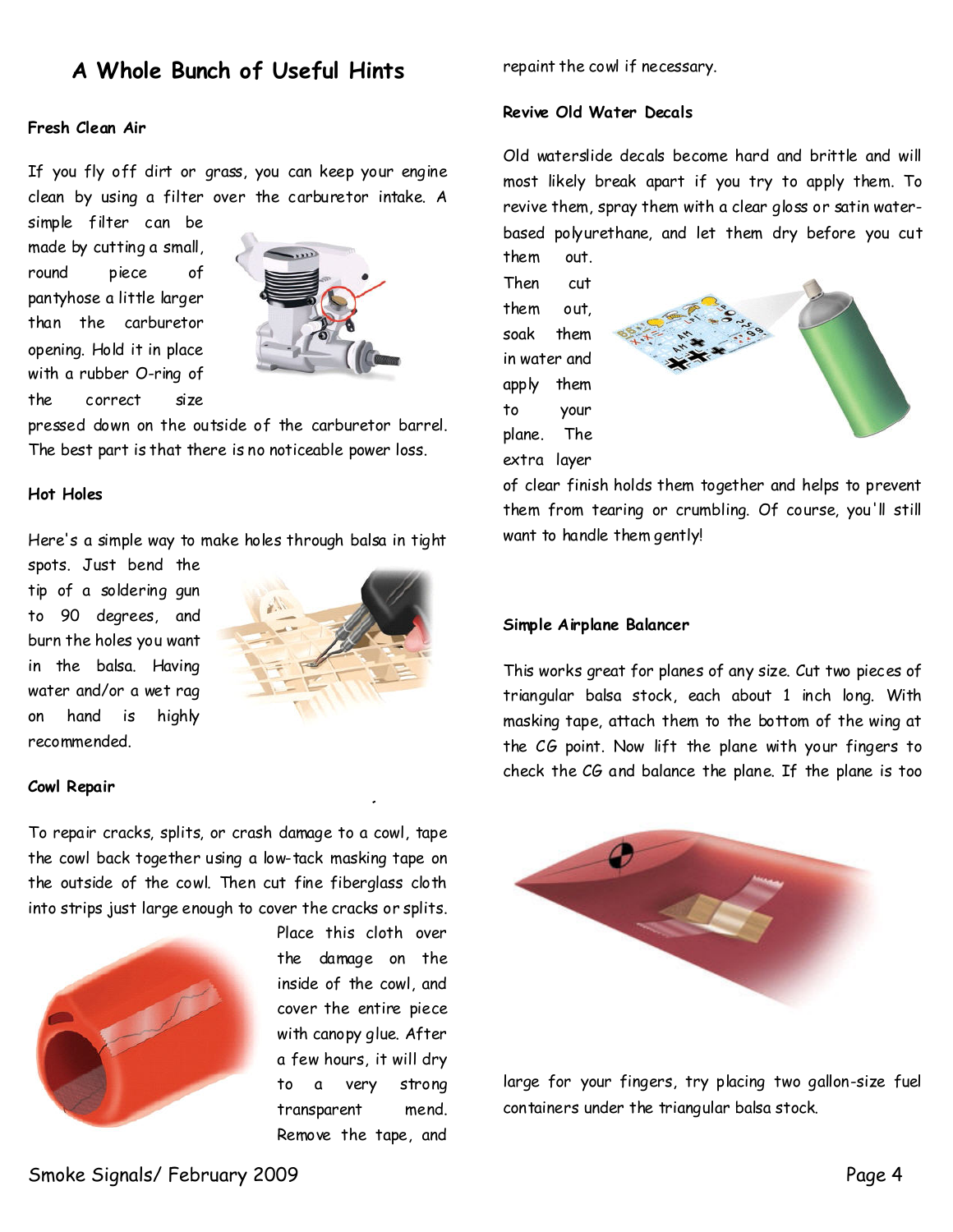# A Whole Bunch of Useful Hints

### Fresh Clean Air

If you fly off dirt or grass, you can keep your engine clean by using a filter over the carburetor intake. A simple filter can be made by cutting a small, round piece of pantyhose a little larger than the carburetor opening. Hold it in place with a rubber O-ring of the correct size pressed down on the outside of the carburetor barrel. The best part is that there is no noticeable power loss.

### Hot Holes

Here's a simple way to make holes through balsa in tight spots. Just bend the tip of a soldering gun to 90 degrees, and burn the holes you want in the balsa. Having water and/or a wet rag on hand is highly recommended.

### Cowl Repair

To repair cracks, splits, or crash damage to a cowl, tape the cowl back together using a low-tack masking tape on the outside of the cowl. Then cut fine fiberglass cloth into strips just large enough to cover the cracks or splits. Place this cloth over the damage on the inside of the cowl, and cover the entire piece with canopy glue. After a few hours, it will dry to a very strong transparent mend. Remove the tape, and repaint the cowl if necessary.

### Revive Old Water Decals

Old waterslide decals become hard and brittle and will most likely break apart if you try to apply them. To revive them, spray them with a clear gloss or satin water-based polyurethane, and let them dry before you cut them out. Then cut them out, soak them in water and apply them to your plane. The extra layer of clear finish holds them together and helps to prevent them from tearing or crumbling. Of course, you'll still want to handle them gently!

### Simple Airplane Balancer

This works great for planes of any size. Cut two pieces of triangular balsa stock, each about 1 inch long. With masking tape, attach them to the bottom of the wing at the CG point. Now lift the plane with your fingers to check the CG and balance the plane. If the plane is too large for your fingers, try placing two gallon-size fuel containers under the triangular balsa stock.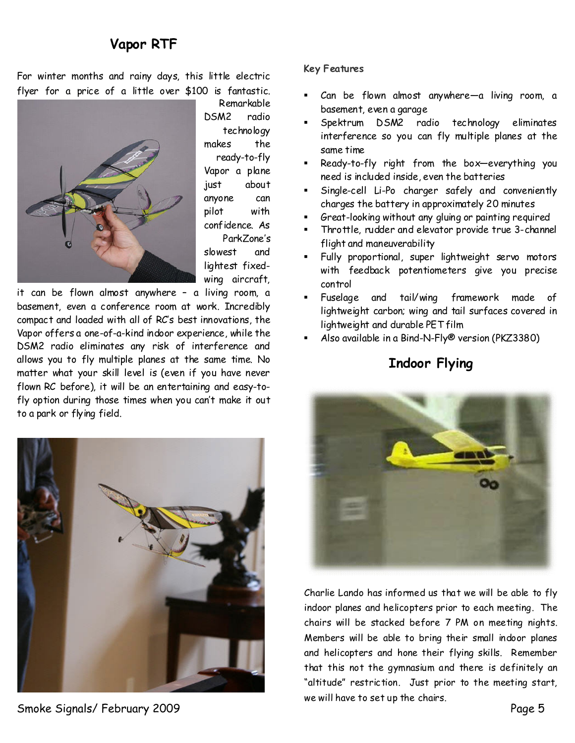## Vapor RTF

For winter months and rainy days, this little electric flyer for a price of a little over $100 is fantastic. Remarkable DSM2 radio technology makes the ready-to-fly Vapor a plane just about anyone can pilot with confidence. As ParkZone's slowest and lightest fixed-wing aircraft, it can be flown almost anywhere – a living room, a basement, even a conference room at work. Incredibly compact and loaded with all of RC's best innovations, the Vapor offers a one-of-a-kind indoor experience, while the DSM2 radio eliminates any risk of interference and allows you to fly multiple planes at the same time. No matter what your skill level is (even if you have never flown RC before), it will be an entertaining and easy-to-fly option during those times when you can't make it out to a park or flying field.

**Key Features**

- Can be flown almost anywhere—a living room, a basement, even a garage
- Spektrum DSM2 radio technology eliminates interference so you can fly multiple planes at the same time
- Ready-to-fly right from the box—everything you need is included inside, even the batteries
- Single-cell Li-Po charger safely and conveniently charges the battery in approximately 20 minutes
- Great-looking without any gluing or painting required
- Throttle, rudder and elevator provide true 3-channel flight and maneuverability
- Fully proportional, super lightweight servo motors with feedback potentiometers give you precise control
- Fuselage and tail/wing framework made of lightweight carbon; wing and tail surfaces covered in lightweight and durable PET film
- Also available in a Bind-N-Fly® version (PKZ3380)

## Indoor Flying

Charlie Lando has informed us that we will be able to fly indoor planes and helicopters prior to each meeting. The chairs will be stacked before 7 PM on meeting nights. Members will be able to bring their small indoor planes and helicopters and hone their flying skills. Remember that this not the gymnasium and there is definitely an "altitude" restriction. Just prior to the meeting start, we will have to set up the chairs.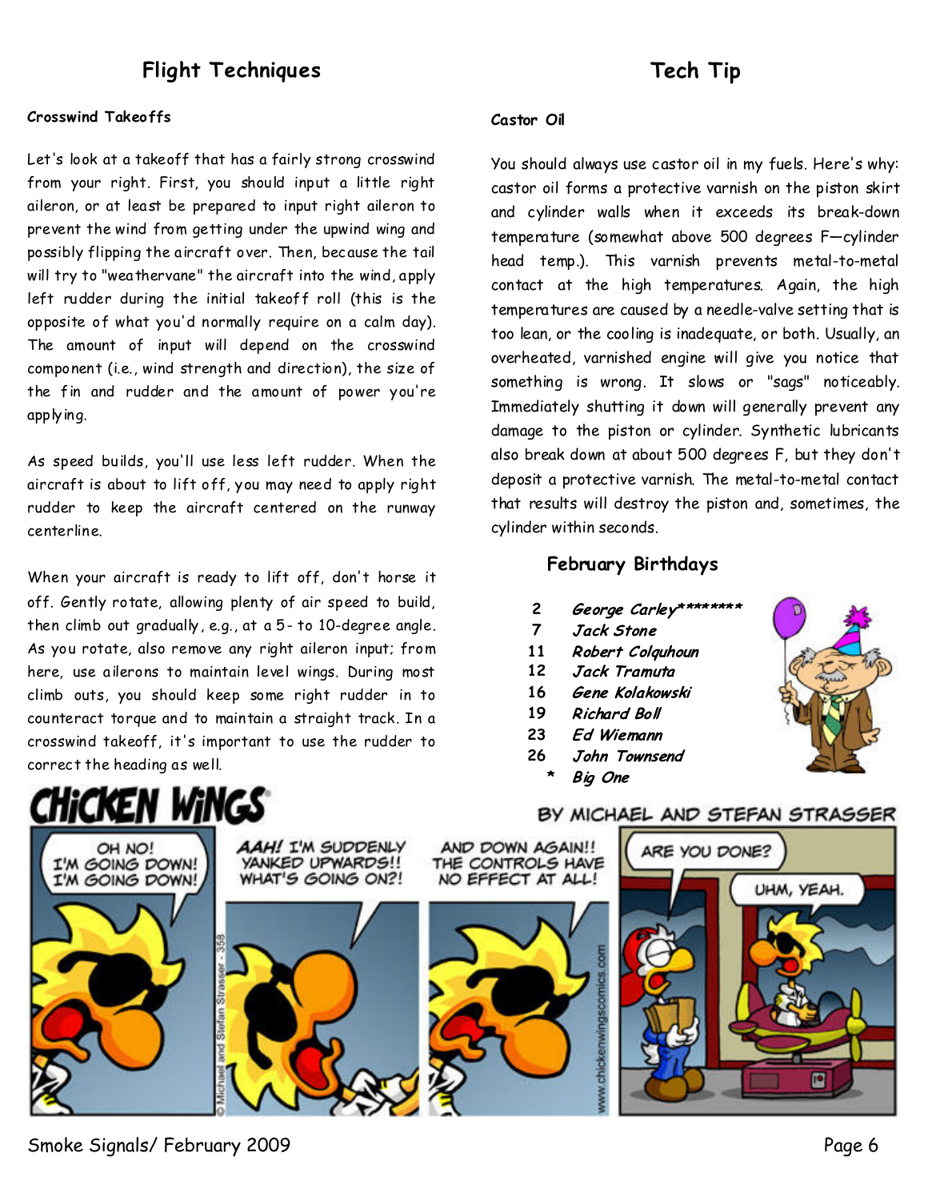## Flight Techniques

**Crosswind Takeoffs**

Let's look at a takeoff that has a fairly strong crosswind from your right. First, you should input a little right aileron, or at least be prepared to input right aileron to prevent the wind from getting under the upwind wing and possibly flipping the aircraft over. Then, because the tail will try to "weathervane" the aircraft into the wind, apply left rudder during the initial takeoff roll (this is the opposite of what you'd normally require on a calm day). The amount of input will depend on the crosswind component (i.e., wind strength and direction), the size of the fin and rudder and the amount of power you're applying.

As speed builds, you'll use less left rudder. When the aircraft is about to lift off, you may need to apply right rudder to keep the aircraft centered on the runway centerline.

When your aircraft is ready to lift off, don't horse it off. Gently rotate, allowing plenty of air speed to build, then climb out gradually, e.g., at a 5- to 10-degree angle. As you rotate, also remove any right aileron input; from here, use ailerons to maintain level wings. During most climb outs, you should keep some right rudder in to counteract torque and to maintain a straight track. In a crosswind takeoff, it's important to use the rudder to correct the heading as well.

## Tech Tip

**Castor Oil**

You should always use castor oil in my fuels. Here's why: castor oil forms a protective varnish on the piston skirt and cylinder walls when it exceeds its break-down temperature (somewhat above 500 degrees F—cylinder head temp.). This varnish prevents metal-to-metal contact at the high temperatures. Again, the high temperatures are caused by a needle-valve setting that is too lean, or the cooling is inadequate, or both. Usually, an overheated, varnished engine will give you notice that something is wrong. It slows or "sags" noticeably. Immediately shutting it down will generally prevent any damage to the piston or cylinder. Synthetic lubricants also break down at about 500 degrees F, but they don't deposit a protective varnish. The metal-to-metal contact that results will destroy the piston and, sometimes, the cylinder within seconds.

## February Birthdays

| | |
|---|---|
| 2 | *George Carley\*\*\*\*\*\*\*\** |
| 7 | *Jack Stone* |
| 11 | *Robert Colquhoun* |
| 12 | *Jack Tramuta* |
| 16 | *Gene Kolakowski* |
| 19 | *Richard Boll* |
| 23 | *Ed Wiemann* |
| 26 | *John Townsend* |
| * | *Big One* |

CHICKEN WINGS

BY MICHAEL AND STEFAN STRASSER

OH NO! I'M GOING DOWN! I'M GOING DOWN!

AAH! I'M SUDDENLY YANKED UPWARDS!! WHAT'S GOING ON?!

AND DOWN AGAIN!! THE CONTROLS HAVE NO EFFECT AT ALL!

ARE YOU DONE?

UHM, YEAH.

© Michael and Stefan Strasser - 358

www.chickenwingscomics.com